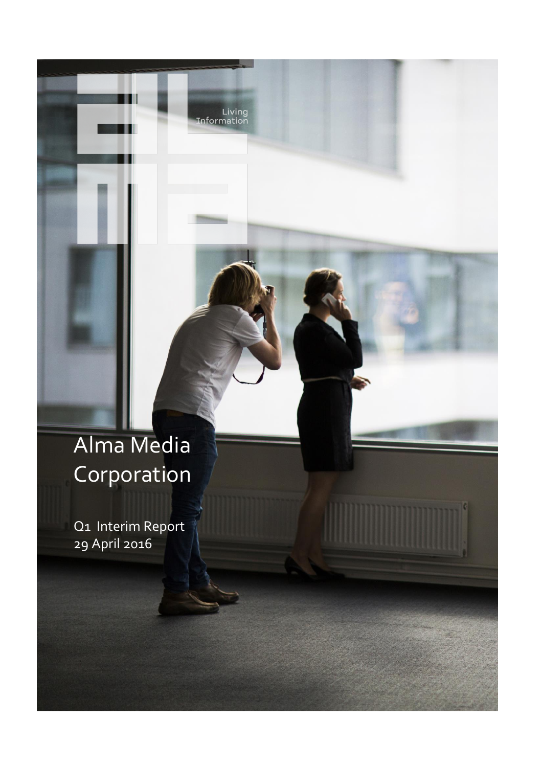Living Information

# Alma Media Corporation

Q1 Interim Report
29 April 2016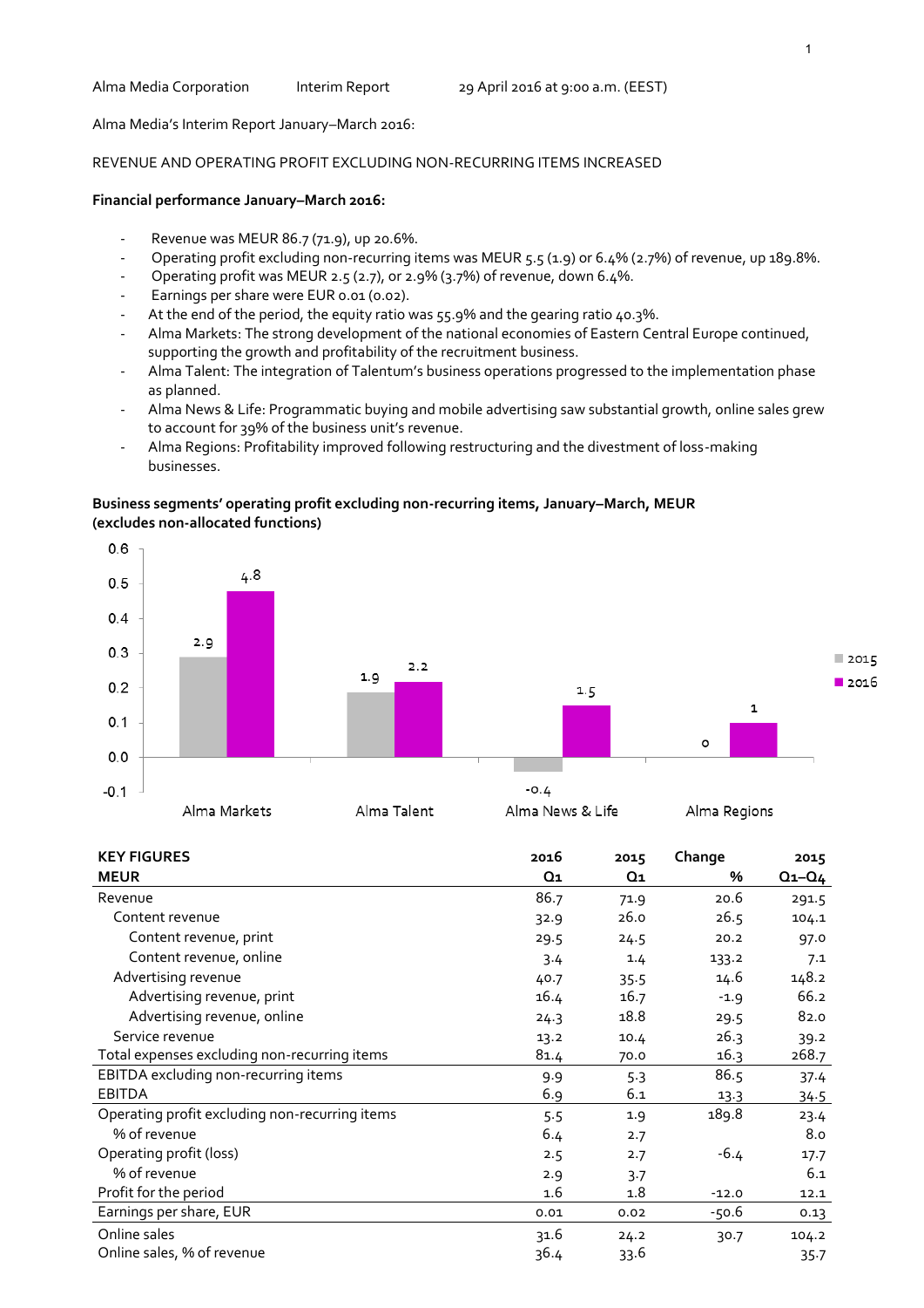Alma Media Corporation Interim Report 29 April 2016 at 9:00 a.m. (EEST)

Alma Media's Interim Report January–March 2016:

REVENUE AND OPERATING PROFIT EXCLUDING NON-RECURRING ITEMS INCREASED

**Financial performance January–March 2016:**

- Revenue was MEUR 86.7 (71.9), up 20.6%.
- Operating profit excluding non-recurring items was MEUR 5.5 (1.9) or 6.4% (2.7%) of revenue, up 189.8%.
- Operating profit was MEUR 2.5 (2.7), or 2.9% (3.7%) of revenue, down 6.4%.
- Earnings per share were EUR 0.01 (0.02).
- At the end of the period, the equity ratio was 55.9% and the gearing ratio 40.3%.
- Alma Markets: The strong development of the national economies of Eastern Central Europe continued, supporting the growth and profitability of the recruitment business.
- Alma Talent: The integration of Talentum's business operations progressed to the implementation phase as planned.
- Alma News & Life: Programmatic buying and mobile advertising saw substantial growth, online sales grew to account for 39% of the business unit's revenue.
- Alma Regions: Profitability improved following restructuring and the divestment of loss-making businesses.

**Business segments' operating profit excluding non-recurring items, January–March, MEUR (excludes non-allocated functions)**

| | 2015 | 2016 |
|---|---|---|
| Alma Markets | 2.9 | 4.8 |
| Alma Talent | 1.9 | 2.2 |
| Alma News & Life | -0.4 | 1.5 |
| Alma Regions | 0 | 1 |

| KEY FIGURES<br>MEUR | 2016<br>Q1 | 2015<br>Q1 | Change<br>% | 2015<br>Q1–Q4 |
|---|---|---|---|---|
| Revenue | 86.7 | 71.9 | 20.6 | 291.5 |
| Content revenue | 32.9 | 26.0 | 26.5 | 104.1 |
| Content revenue, print | 29.5 | 24.5 | 20.2 | 97.0 |
| Content revenue, online | 3.4 | 1.4 | 133.2 | 7.1 |
| Advertising revenue | 40.7 | 35.5 | 14.6 | 148.2 |
| Advertising revenue, print | 16.4 | 16.7 | -1.9 | 66.2 |
| Advertising revenue, online | 24.3 | 18.8 | 29.5 | 82.0 |
| Service revenue | 13.2 | 10.4 | 26.3 | 39.2 |
| Total expenses excluding non-recurring items | 81.4 | 70.0 | 16.3 | 268.7 |
| EBITDA excluding non-recurring items | 9.9 | 5.3 | 86.5 | 37.4 |
| EBITDA | 6.9 | 6.1 | 13.3 | 34.5 |
| Operating profit excluding non-recurring items | 5.5 | 1.9 | 189.8 | 23.4 |
| % of revenue | 6.4 | 2.7 | | 8.0 |
| Operating profit (loss) | 2.5 | 2.7 | -6.4 | 17.7 |
| % of revenue | 2.9 | 3.7 | | 6.1 |
| Profit for the period | 1.6 | 1.8 | -12.0 | 12.1 |
| Earnings per share, EUR | 0.01 | 0.02 | -50.6 | 0.13 |
| Online sales | 31.6 | 24.2 | 30.7 | 104.2 |
| Online sales, % of revenue | 36.4 | 33.6 | | 35.7 |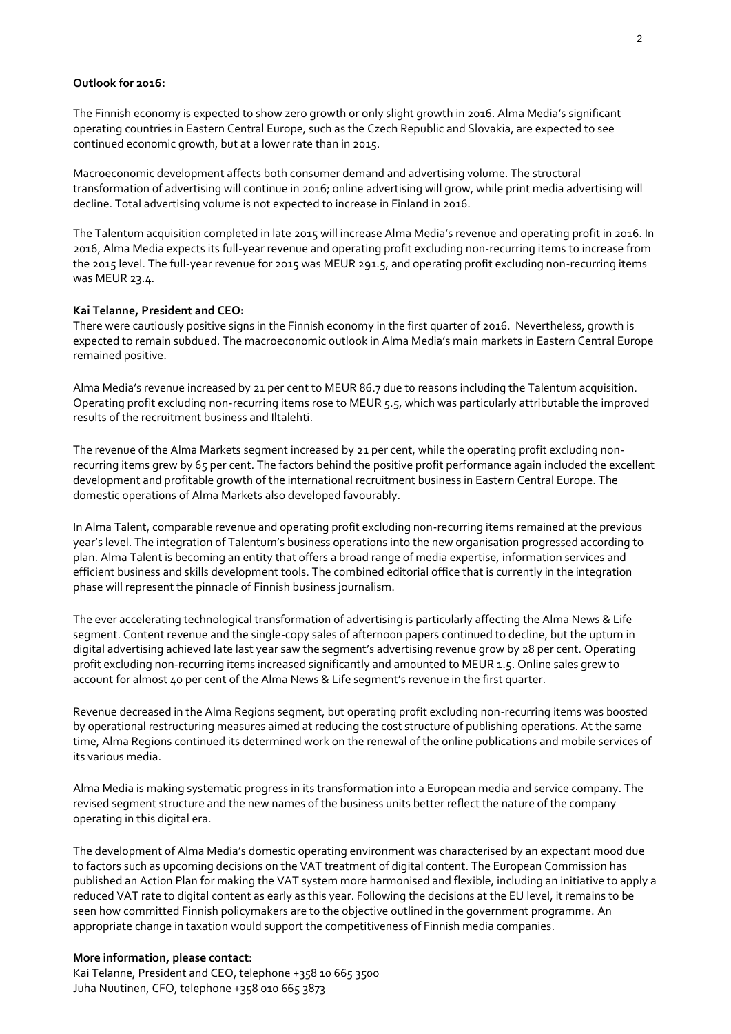**Outlook for 2016:**

The Finnish economy is expected to show zero growth or only slight growth in 2016. Alma Media's significant operating countries in Eastern Central Europe, such as the Czech Republic and Slovakia, are expected to see continued economic growth, but at a lower rate than in 2015.

Macroeconomic development affects both consumer demand and advertising volume. The structural transformation of advertising will continue in 2016; online advertising will grow, while print media advertising will decline. Total advertising volume is not expected to increase in Finland in 2016.

The Talentum acquisition completed in late 2015 will increase Alma Media's revenue and operating profit in 2016. In 2016, Alma Media expects its full-year revenue and operating profit excluding non-recurring items to increase from the 2015 level. The full-year revenue for 2015 was MEUR 291.5, and operating profit excluding non-recurring items was MEUR 23.4.

**Kai Telanne, President and CEO:**

There were cautiously positive signs in the Finnish economy in the first quarter of 2016. Nevertheless, growth is expected to remain subdued. The macroeconomic outlook in Alma Media's main markets in Eastern Central Europe remained positive.

Alma Media's revenue increased by 21 per cent to MEUR 86.7 due to reasons including the Talentum acquisition. Operating profit excluding non-recurring items rose to MEUR 5.5, which was particularly attributable the improved results of the recruitment business and Iltalehti.

The revenue of the Alma Markets segment increased by 21 per cent, while the operating profit excluding non-recurring items grew by 65 per cent. The factors behind the positive profit performance again included the excellent development and profitable growth of the international recruitment business in Eastern Central Europe. The domestic operations of Alma Markets also developed favourably.

In Alma Talent, comparable revenue and operating profit excluding non-recurring items remained at the previous year's level. The integration of Talentum's business operations into the new organisation progressed according to plan. Alma Talent is becoming an entity that offers a broad range of media expertise, information services and efficient business and skills development tools. The combined editorial office that is currently in the integration phase will represent the pinnacle of Finnish business journalism.

The ever accelerating technological transformation of advertising is particularly affecting the Alma News & Life segment. Content revenue and the single-copy sales of afternoon papers continued to decline, but the upturn in digital advertising achieved late last year saw the segment's advertising revenue grow by 28 per cent. Operating profit excluding non-recurring items increased significantly and amounted to MEUR 1.5. Online sales grew to account for almost 40 per cent of the Alma News & Life segment's revenue in the first quarter.

Revenue decreased in the Alma Regions segment, but operating profit excluding non-recurring items was boosted by operational restructuring measures aimed at reducing the cost structure of publishing operations. At the same time, Alma Regions continued its determined work on the renewal of the online publications and mobile services of its various media.

Alma Media is making systematic progress in its transformation into a European media and service company. The revised segment structure and the new names of the business units better reflect the nature of the company operating in this digital era.

The development of Alma Media's domestic operating environment was characterised by an expectant mood due to factors such as upcoming decisions on the VAT treatment of digital content. The European Commission has published an Action Plan for making the VAT system more harmonised and flexible, including an initiative to apply a reduced VAT rate to digital content as early as this year. Following the decisions at the EU level, it remains to be seen how committed Finnish policymakers are to the objective outlined in the government programme. An appropriate change in taxation would support the competitiveness of Finnish media companies.

**More information, please contact:**

Kai Telanne, President and CEO, telephone +358 10 665 3500
Juha Nuutinen, CFO, telephone +358 010 665 3873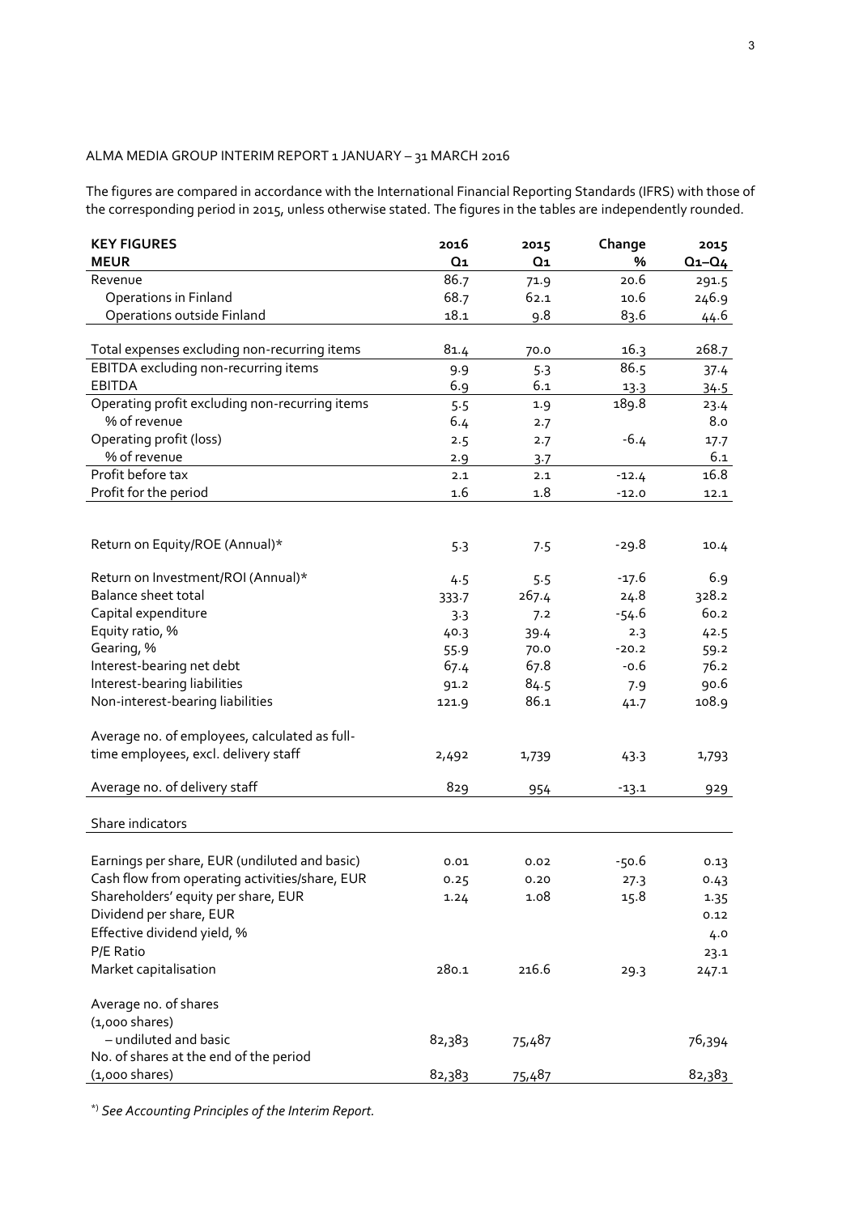ALMA MEDIA GROUP INTERIM REPORT 1 JANUARY – 31 MARCH 2016

The figures are compared in accordance with the International Financial Reporting Standards (IFRS) with those of the corresponding period in 2015, unless otherwise stated. The figures in the tables are independently rounded.

| **KEY FIGURES** **MEUR** | **2016 Q1** | **2015 Q1** | **Change %** | **2015 Q1–Q4** |
|---|---|---|---|---|
| Revenue | 86.7 | 71.9 | 20.6 | 291.5 |
| Operations in Finland | 68.7 | 62.1 | 10.6 | 246.9 |
| Operations outside Finland | 18.1 | 9.8 | 83.6 | 44.6 |
| Total expenses excluding non-recurring items | 81.4 | 70.0 | 16.3 | 268.7 |
| EBITDA excluding non-recurring items | 9.9 | 5.3 | 86.5 | 37.4 |
| EBITDA | 6.9 | 6.1 | 13.3 | 34.5 |
| Operating profit excluding non-recurring items | 5.5 | 1.9 | 189.8 | 23.4 |
| % of revenue | 6.4 | 2.7 | | 8.0 |
| Operating profit (loss) | 2.5 | 2.7 | -6.4 | 17.7 |
| % of revenue | 2.9 | 3.7 | | 6.1 |
| Profit before tax | 2.1 | 2.1 | -12.4 | 16.8 |
| Profit for the period | 1.6 | 1.8 | -12.0 | 12.1 |
| | | | | |
| Return on Equity/ROE (Annual)* | 5.3 | 7.5 | -29.8 | 10.4 |
| Return on Investment/ROI (Annual)* | 4.5 | 5.5 | -17.6 | 6.9 |
| Balance sheet total | 333.7 | 267.4 | 24.8 | 328.2 |
| Capital expenditure | 3.3 | 7.2 | -54.6 | 60.2 |
| Equity ratio, % | 40.3 | 39.4 | 2.3 | 42.5 |
| Gearing, % | 55.9 | 70.0 | -20.2 | 59.2 |
| Interest-bearing net debt | 67.4 | 67.8 | -0.6 | 76.2 |
| Interest-bearing liabilities | 91.2 | 84.5 | 7.9 | 90.6 |
| Non-interest-bearing liabilities | 121.9 | 86.1 | 41.7 | 108.9 |
| Average no. of employees, calculated as full-time employees, excl. delivery staff | 2,492 | 1,739 | 43.3 | 1,793 |
| Average no. of delivery staff | 829 | 954 | -13.1 | 929 |
| Share indicators | | | | |
| Earnings per share, EUR (undiluted and basic) | 0.01 | 0.02 | -50.6 | 0.13 |
| Cash flow from operating activities/share, EUR | 0.25 | 0.20 | 27.3 | 0.43 |
| Shareholders' equity per share, EUR | 1.24 | 1.08 | 15.8 | 1.35 |
| Dividend per share, EUR | | | | 0.12 |
| Effective dividend yield, % | | | | 4.0 |
| P/E Ratio | | | | 23.1 |
| Market capitalisation | 280.1 | 216.6 | 29.3 | 247.1 |
| Average no. of shares (1,000 shares) | | | | |
| – undiluted and basic | 82,383 | 75,487 | | 76,394 |
| No. of shares at the end of the period (1,000 shares) | 82,383 | 75,487 | | 82,383 |

*) *See Accounting Principles of the Interim Report.*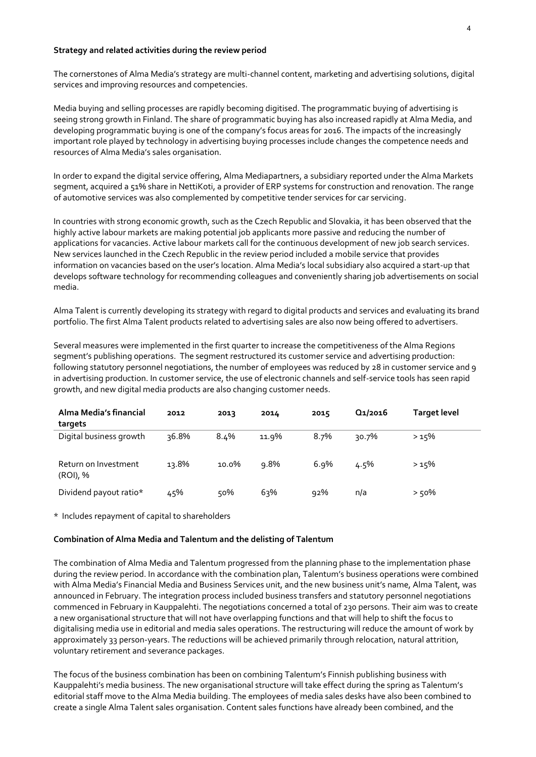**Strategy and related activities during the review period**

The cornerstones of Alma Media's strategy are multi-channel content, marketing and advertising solutions, digital services and improving resources and competencies.

Media buying and selling processes are rapidly becoming digitised. The programmatic buying of advertising is seeing strong growth in Finland. The share of programmatic buying has also increased rapidly at Alma Media, and developing programmatic buying is one of the company's focus areas for 2016. The impacts of the increasingly important role played by technology in advertising buying processes include changes the competence needs and resources of Alma Media's sales organisation.

In order to expand the digital service offering, Alma Mediapartners, a subsidiary reported under the Alma Markets segment, acquired a 51% share in NettiKoti, a provider of ERP systems for construction and renovation. The range of automotive services was also complemented by competitive tender services for car servicing.

In countries with strong economic growth, such as the Czech Republic and Slovakia, it has been observed that the highly active labour markets are making potential job applicants more passive and reducing the number of applications for vacancies. Active labour markets call for the continuous development of new job search services. New services launched in the Czech Republic in the review period included a mobile service that provides information on vacancies based on the user's location. Alma Media's local subsidiary also acquired a start-up that develops software technology for recommending colleagues and conveniently sharing job advertisements on social media.

Alma Talent is currently developing its strategy with regard to digital products and services and evaluating its brand portfolio. The first Alma Talent products related to advertising sales are also now being offered to advertisers.

Several measures were implemented in the first quarter to increase the competitiveness of the Alma Regions segment's publishing operations. The segment restructured its customer service and advertising production: following statutory personnel negotiations, the number of employees was reduced by 28 in customer service and 9 in advertising production. In customer service, the use of electronic channels and self-service tools has seen rapid growth, and new digital media products are also changing customer needs.

| Alma Media's financial targets | 2012 | 2013 | 2014 | 2015 | Q1/2016 | Target level |
|---|---|---|---|---|---|---|
| Digital business growth | 36.8% | 8.4% | 11.9% | 8.7% | 30.7% | > 15% |
| Return on Investment (ROI), % | 13.8% | 10.0% | 9.8% | 6.9% | 4.5% | > 15% |
| Dividend payout ratio* | 45% | 50% | 63% | 92% | n/a | > 50% |

* Includes repayment of capital to shareholders

**Combination of Alma Media and Talentum and the delisting of Talentum**

The combination of Alma Media and Talentum progressed from the planning phase to the implementation phase during the review period. In accordance with the combination plan, Talentum's business operations were combined with Alma Media's Financial Media and Business Services unit, and the new business unit's name, Alma Talent, was announced in February. The integration process included business transfers and statutory personnel negotiations commenced in February in Kauppalehti. The negotiations concerned a total of 230 persons. Their aim was to create a new organisational structure that will not have overlapping functions and that will help to shift the focus to digitalising media use in editorial and media sales operations. The restructuring will reduce the amount of work by approximately 33 person-years. The reductions will be achieved primarily through relocation, natural attrition, voluntary retirement and severance packages.

The focus of the business combination has been on combining Talentum's Finnish publishing business with Kauppalehti's media business. The new organisational structure will take effect during the spring as Talentum's editorial staff move to the Alma Media building. The employees of media sales desks have also been combined to create a single Alma Talent sales organisation. Content sales functions have already been combined, and the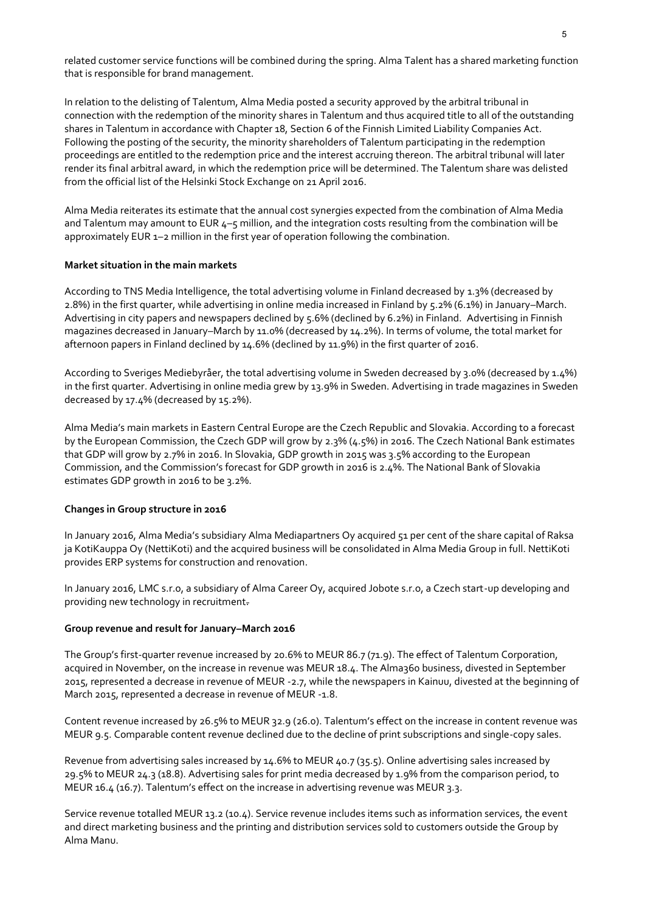related customer service functions will be combined during the spring. Alma Talent has a shared marketing function that is responsible for brand management.

In relation to the delisting of Talentum, Alma Media posted a security approved by the arbitral tribunal in connection with the redemption of the minority shares in Talentum and thus acquired title to all of the outstanding shares in Talentum in accordance with Chapter 18, Section 6 of the Finnish Limited Liability Companies Act. Following the posting of the security, the minority shareholders of Talentum participating in the redemption proceedings are entitled to the redemption price and the interest accruing thereon. The arbitral tribunal will later render its final arbitral award, in which the redemption price will be determined. The Talentum share was delisted from the official list of the Helsinki Stock Exchange on 21 April 2016.

Alma Media reiterates its estimate that the annual cost synergies expected from the combination of Alma Media and Talentum may amount to EUR 4–5 million, and the integration costs resulting from the combination will be approximately EUR 1–2 million in the first year of operation following the combination.

**Market situation in the main markets**

According to TNS Media Intelligence, the total advertising volume in Finland decreased by 1.3% (decreased by 2.8%) in the first quarter, while advertising in online media increased in Finland by 5.2% (6.1%) in January–March. Advertising in city papers and newspapers declined by 5.6% (declined by 6.2%) in Finland. Advertising in Finnish magazines decreased in January–March by 11.0% (decreased by 14.2%). In terms of volume, the total market for afternoon papers in Finland declined by 14.6% (declined by 11.9%) in the first quarter of 2016.

According to Sveriges Mediebyråer, the total advertising volume in Sweden decreased by 3.0% (decreased by 1.4%) in the first quarter. Advertising in online media grew by 13.9% in Sweden. Advertising in trade magazines in Sweden decreased by 17.4% (decreased by 15.2%).

Alma Media's main markets in Eastern Central Europe are the Czech Republic and Slovakia. According to a forecast by the European Commission, the Czech GDP will grow by 2.3% (4.5%) in 2016. The Czech National Bank estimates that GDP will grow by 2.7% in 2016. In Slovakia, GDP growth in 2015 was 3.5% according to the European Commission, and the Commission's forecast for GDP growth in 2016 is 2.4%. The National Bank of Slovakia estimates GDP growth in 2016 to be 3.2%.

**Changes in Group structure in 2016**

In January 2016, Alma Media's subsidiary Alma Mediapartners Oy acquired 51 per cent of the share capital of Raksa ja KotiKauppa Oy (NettiKoti) and the acquired business will be consolidated in Alma Media Group in full. NettiKoti provides ERP systems for construction and renovation.

In January 2016, LMC s.r.o, a subsidiary of Alma Career Oy, acquired Jobote s.r.o, a Czech start-up developing and providing new technology in recruitment.

**Group revenue and result for January–March 2016**

The Group's first-quarter revenue increased by 20.6% to MEUR 86.7 (71.9). The effect of Talentum Corporation, acquired in November, on the increase in revenue was MEUR 18.4. The Alma360 business, divested in September 2015, represented a decrease in revenue of MEUR -2.7, while the newspapers in Kainuu, divested at the beginning of March 2015, represented a decrease in revenue of MEUR -1.8.

Content revenue increased by 26.5% to MEUR 32.9 (26.0). Talentum's effect on the increase in content revenue was MEUR 9.5. Comparable content revenue declined due to the decline of print subscriptions and single-copy sales.

Revenue from advertising sales increased by 14.6% to MEUR 40.7 (35.5). Online advertising sales increased by 29.5% to MEUR 24.3 (18.8). Advertising sales for print media decreased by 1.9% from the comparison period, to MEUR 16.4 (16.7). Talentum's effect on the increase in advertising revenue was MEUR 3.3.

Service revenue totalled MEUR 13.2 (10.4). Service revenue includes items such as information services, the event and direct marketing business and the printing and distribution services sold to customers outside the Group by Alma Manu.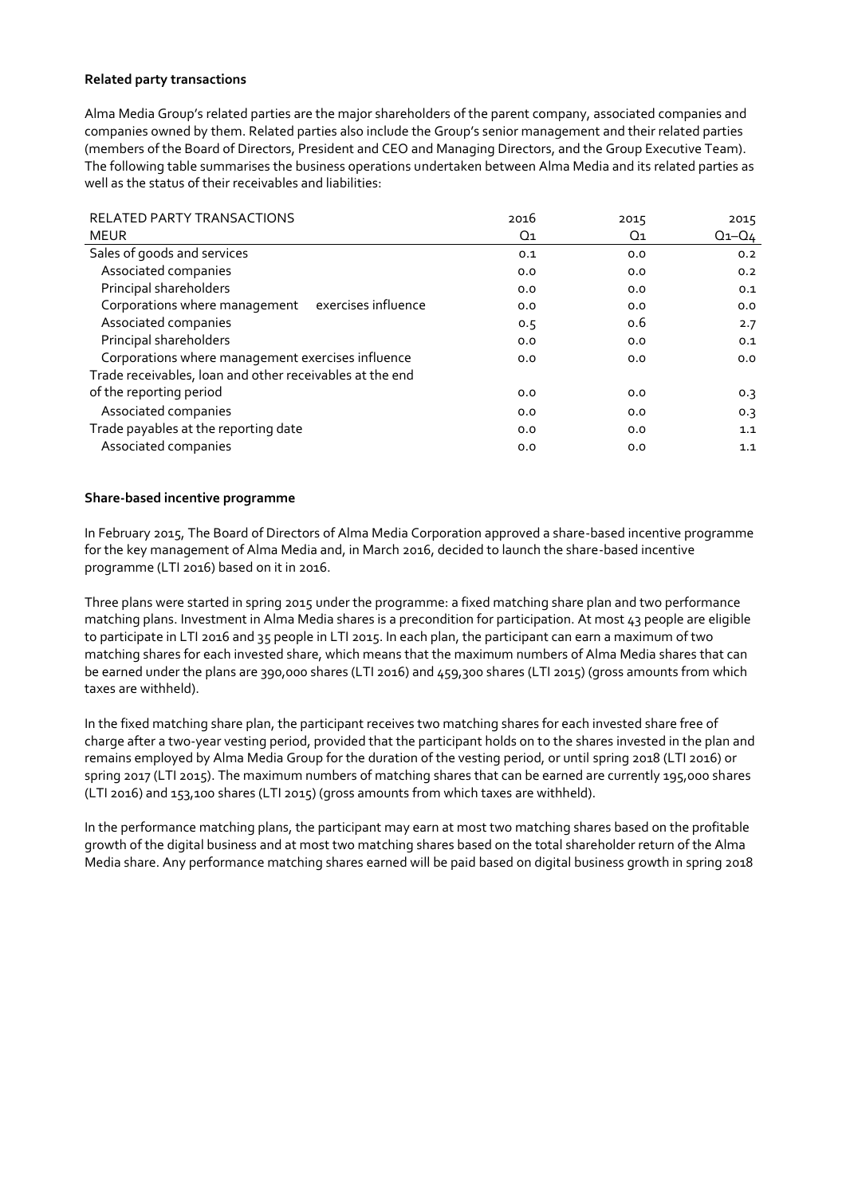**Related party transactions**

Alma Media Group's related parties are the major shareholders of the parent company, associated companies and companies owned by them. Related parties also include the Group's senior management and their related parties (members of the Board of Directors, President and CEO and Managing Directors, and the Group Executive Team). The following table summarises the business operations undertaken between Alma Media and its related parties as well as the status of their receivables and liabilities:

| RELATED PARTY TRANSACTIONS<br>MEUR | 2016<br>Q1 | 2015<br>Q1 | 2015<br>Q1–Q4 |
|---|---|---|---|
| Sales of goods and services | 0.1 | 0.0 | 0.2 |
| Associated companies | 0.0 | 0.0 | 0.2 |
| Principal shareholders | 0.0 | 0.0 | 0.1 |
| Corporations where management exercises influence | 0.0 | 0.0 | 0.0 |
| Associated companies | 0.5 | 0.6 | 2.7 |
| Principal shareholders | 0.0 | 0.0 | 0.1 |
| Corporations where management exercises influence | 0.0 | 0.0 | 0.0 |
| Trade receivables, loan and other receivables at the end of the reporting period | 0.0 | 0.0 | 0.3 |
| Associated companies | 0.0 | 0.0 | 0.3 |
| Trade payables at the reporting date | 0.0 | 0.0 | 1.1 |
| Associated companies | 0.0 | 0.0 | 1.1 |

**Share-based incentive programme**

In February 2015, The Board of Directors of Alma Media Corporation approved a share-based incentive programme for the key management of Alma Media and, in March 2016, decided to launch the share-based incentive programme (LTI 2016) based on it in 2016.

Three plans were started in spring 2015 under the programme: a fixed matching share plan and two performance matching plans. Investment in Alma Media shares is a precondition for participation. At most 43 people are eligible to participate in LTI 2016 and 35 people in LTI 2015. In each plan, the participant can earn a maximum of two matching shares for each invested share, which means that the maximum numbers of Alma Media shares that can be earned under the plans are 390,000 shares (LTI 2016) and 459,300 shares (LTI 2015) (gross amounts from which taxes are withheld).

In the fixed matching share plan, the participant receives two matching shares for each invested share free of charge after a two-year vesting period, provided that the participant holds on to the shares invested in the plan and remains employed by Alma Media Group for the duration of the vesting period, or until spring 2018 (LTI 2016) or spring 2017 (LTI 2015). The maximum numbers of matching shares that can be earned are currently 195,000 shares (LTI 2016) and 153,100 shares (LTI 2015) (gross amounts from which taxes are withheld).

In the performance matching plans, the participant may earn at most two matching shares based on the profitable growth of the digital business and at most two matching shares based on the total shareholder return of the Alma Media share. Any performance matching shares earned will be paid based on digital business growth in spring 2018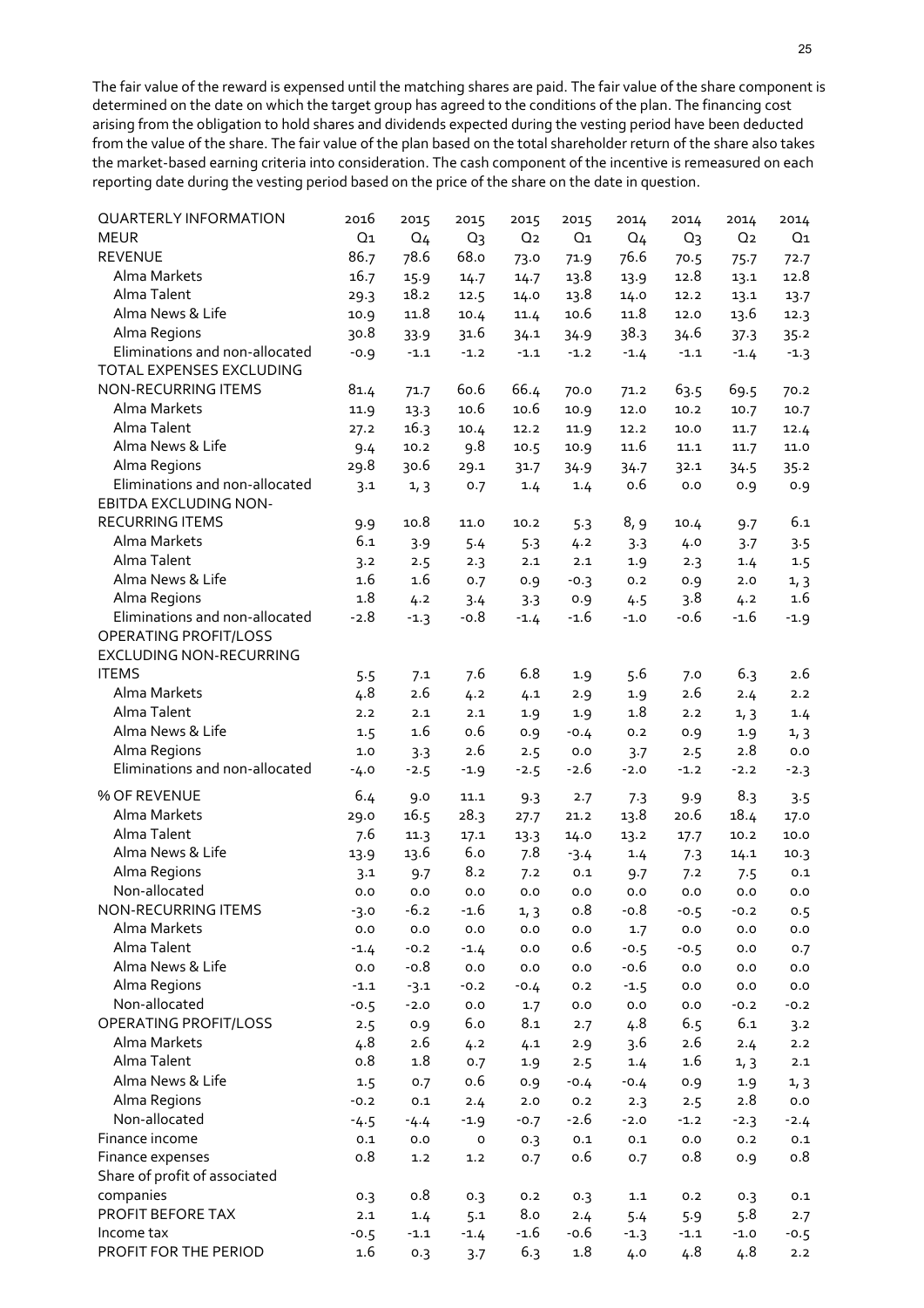The fair value of the reward is expensed until the matching shares are paid. The fair value of the share component is determined on the date on which the target group has agreed to the conditions of the plan. The financing cost arising from the obligation to hold shares and dividends expected during the vesting period have been deducted from the value of the share. The fair value of the plan based on the total shareholder return of the share also takes the market-based earning criteria into consideration. The cash component of the incentive is remeasured on each reporting date during the vesting period based on the price of the share on the date in question.

| QUARTERLY INFORMATION | 2016 | 2015 | 2015 | 2015 | 2015 | 2014 | 2014 | 2014 | 2014 |
|---|---|---|---|---|---|---|---|---|---|
| MEUR | Q1 | Q4 | Q3 | Q2 | Q1 | Q4 | Q3 | Q2 | Q1 |
| REVENUE | 86.7 | 78.6 | 68.0 | 73.0 | 71.9 | 76.6 | 70.5 | 75.7 | 72.7 |
| Alma Markets | 16.7 | 15.9 | 14.7 | 14.7 | 13.8 | 13.9 | 12.8 | 13.1 | 12.8 |
| Alma Talent | 29.3 | 18.2 | 12.5 | 14.0 | 13.8 | 14.0 | 12.2 | 13.1 | 13.7 |
| Alma News & Life | 10.9 | 11.8 | 10.4 | 11.4 | 10.6 | 11.8 | 12.0 | 13.6 | 12.3 |
| Alma Regions | 30.8 | 33.9 | 31.6 | 34.1 | 34.9 | 38.3 | 34.6 | 37.3 | 35.2 |
| Eliminations and non-allocated | -0.9 | -1.1 | -1.2 | -1.1 | -1.2 | -1.4 | -1.1 | -1.4 | -1.3 |
| TOTAL EXPENSES EXCLUDING NON-RECURRING ITEMS | 81.4 | 71.7 | 60.6 | 66.4 | 70.0 | 71.2 | 63.5 | 69.5 | 70.2 |
| Alma Markets | 11.9 | 13.3 | 10.6 | 10.6 | 10.9 | 12.0 | 10.2 | 10.7 | 10.7 |
| Alma Talent | 27.2 | 16.3 | 10.4 | 12.2 | 11.9 | 12.2 | 10.0 | 11.7 | 12.4 |
| Alma News & Life | 9.4 | 10.2 | 9.8 | 10.5 | 10.9 | 11.6 | 11.1 | 11.7 | 11.0 |
| Alma Regions | 29.8 | 30.6 | 29.1 | 31.7 | 34.9 | 34.7 | 32.1 | 34.5 | 35.2 |
| Eliminations and non-allocated | 3.1 | 1, 3 | 0.7 | 1.4 | 1.4 | 0.6 | 0.0 | 0.9 | 0.9 |
| EBITDA EXCLUDING NON-RECURRING ITEMS | 9.9 | 10.8 | 11.0 | 10.2 | 5.3 | 8, 9 | 10.4 | 9.7 | 6.1 |
| Alma Markets | 6.1 | 3.9 | 5.4 | 5.3 | 4.2 | 3.3 | 4.0 | 3.7 | 3.5 |
| Alma Talent | 3.2 | 2.5 | 2.3 | 2.1 | 2.1 | 1.9 | 2.3 | 1.4 | 1.5 |
| Alma News & Life | 1.6 | 1.6 | 0.7 | 0.9 | -0.3 | 0.2 | 0.9 | 2.0 | 1, 3 |
| Alma Regions | 1.8 | 4.2 | 3.4 | 3.3 | 0.9 | 4.5 | 3.8 | 4.2 | 1.6 |
| Eliminations and non-allocated | -2.8 | -1.3 | -0.8 | -1.4 | -1.6 | -1.0 | -0.6 | -1.6 | -1.9 |
| OPERATING PROFIT/LOSS EXCLUDING NON-RECURRING ITEMS | 5.5 | 7.1 | 7.6 | 6.8 | 1.9 | 5.6 | 7.0 | 6.3 | 2.6 |
| Alma Markets | 4.8 | 2.6 | 4.2 | 4.1 | 2.9 | 1.9 | 2.6 | 2.4 | 2.2 |
| Alma Talent | 2.2 | 2.1 | 2.1 | 1.9 | 1.9 | 1.8 | 2.2 | 1, 3 | 1.4 |
| Alma News & Life | 1.5 | 1.6 | 0.6 | 0.9 | -0.4 | 0.2 | 0.9 | 1.9 | 1, 3 |
| Alma Regions | 1.0 | 3.3 | 2.6 | 2.5 | 0.0 | 3.7 | 2.5 | 2.8 | 0.0 |
| Eliminations and non-allocated | -4.0 | -2.5 | -1.9 | -2.5 | -2.6 | -2.0 | -1.2 | -2.2 | -2.3 |
| % OF REVENUE | 6.4 | 9.0 | 11.1 | 9.3 | 2.7 | 7.3 | 9.9 | 8.3 | 3.5 |
| Alma Markets | 29.0 | 16.5 | 28.3 | 27.7 | 21.2 | 13.8 | 20.6 | 18.4 | 17.0 |
| Alma Talent | 7.6 | 11.3 | 17.1 | 13.3 | 14.0 | 13.2 | 17.7 | 10.2 | 10.0 |
| Alma News & Life | 13.9 | 13.6 | 6.0 | 7.8 | -3.4 | 1.4 | 7.3 | 14.1 | 10.3 |
| Alma Regions | 3.1 | 9.7 | 8.2 | 7.2 | 0.1 | 9.7 | 7.2 | 7.5 | 0.1 |
| Non-allocated | 0.0 | 0.0 | 0.0 | 0.0 | 0.0 | 0.0 | 0.0 | 0.0 | 0.0 |
| NON-RECURRING ITEMS | -3.0 | -6.2 | -1.6 | 1, 3 | 0.8 | -0.8 | -0.5 | -0.2 | 0.5 |
| Alma Markets | 0.0 | 0.0 | 0.0 | 0.0 | 0.0 | 1.7 | 0.0 | 0.0 | 0.0 |
| Alma Talent | -1.4 | -0.2 | -1.4 | 0.0 | 0.6 | -0.5 | -0.5 | 0.0 | 0.7 |
| Alma News & Life | 0.0 | -0.8 | 0.0 | 0.0 | 0.0 | -0.6 | 0.0 | 0.0 | 0.0 |
| Alma Regions | -1.1 | -3.1 | -0.2 | -0.4 | 0.2 | -1.5 | 0.0 | 0.0 | 0.0 |
| Non-allocated | -0.5 | -2.0 | 0.0 | 1.7 | 0.0 | 0.0 | 0.0 | -0.2 | -0.2 |
| OPERATING PROFIT/LOSS | 2.5 | 0.9 | 6.0 | 8.1 | 2.7 | 4.8 | 6.5 | 6.1 | 3.2 |
| Alma Markets | 4.8 | 2.6 | 4.2 | 4.1 | 2.9 | 3.6 | 2.6 | 2.4 | 2.2 |
| Alma Talent | 0.8 | 1.8 | 0.7 | 1.9 | 2.5 | 1.4 | 1.6 | 1, 3 | 2.1 |
| Alma News & Life | 1.5 | 0.7 | 0.6 | 0.9 | -0.4 | -0.4 | 0.9 | 1.9 | 1, 3 |
| Alma Regions | -0.2 | 0.1 | 2.4 | 2.0 | 0.2 | 2.3 | 2.5 | 2.8 | 0.0 |
| Non-allocated | -4.5 | -4.4 | -1.9 | -0.7 | -2.6 | -2.0 | -1.2 | -2.3 | -2.4 |
| Finance income | 0.1 | 0.0 | 0 | 0.3 | 0.1 | 0.1 | 0.0 | 0.2 | 0.1 |
| Finance expenses | 0.8 | 1.2 | 1.2 | 0.7 | 0.6 | 0.7 | 0.8 | 0.9 | 0.8 |
| Share of profit of associated companies | 0.3 | 0.8 | 0.3 | 0.2 | 0.3 | 1.1 | 0.2 | 0.3 | 0.1 |
| PROFIT BEFORE TAX | 2.1 | 1.4 | 5.1 | 8.0 | 2.4 | 5.4 | 5.9 | 5.8 | 2.7 |
| Income tax | -0.5 | -1.1 | -1.4 | -1.6 | -0.6 | -1.3 | -1.1 | -1.0 | -0.5 |
| PROFIT FOR THE PERIOD | 1.6 | 0.3 | 3.7 | 6.3 | 1.8 | 4.0 | 4.8 | 4.8 | 2.2 |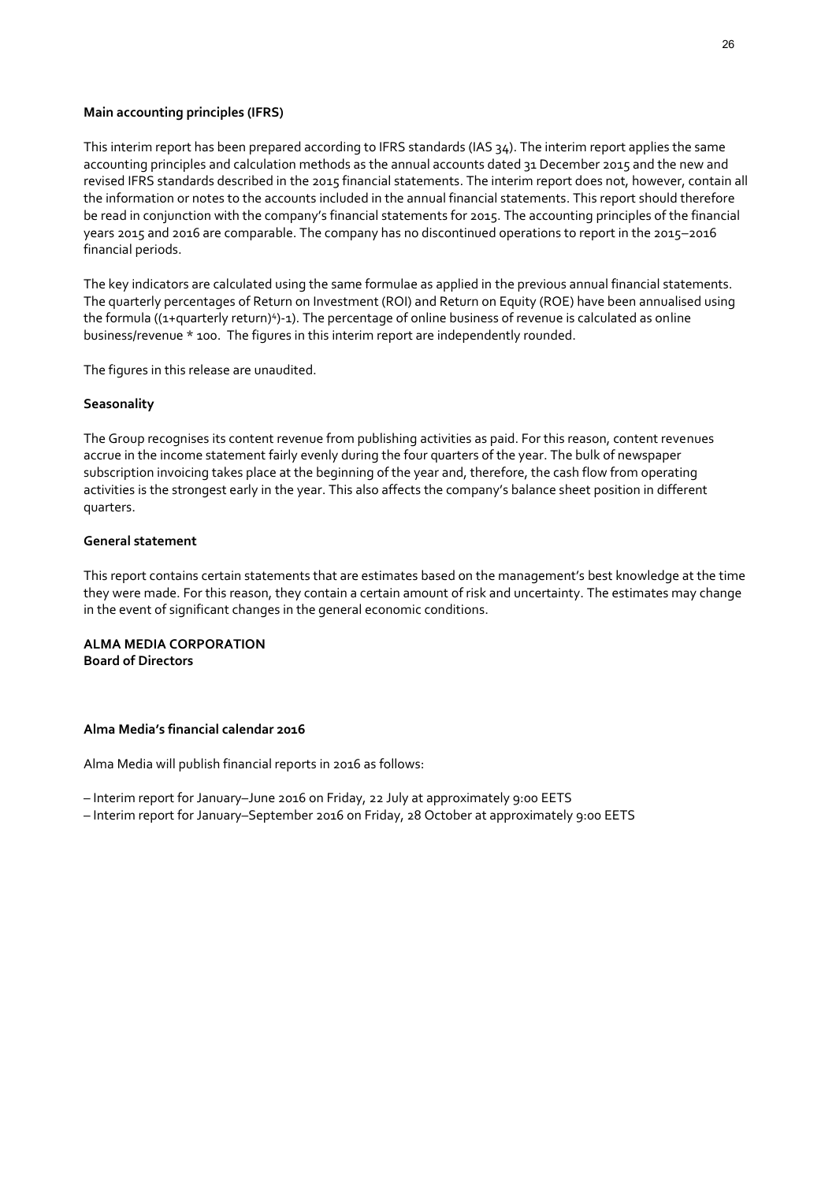### Main accounting principles (IFRS)

This interim report has been prepared according to IFRS standards (IAS 34). The interim report applies the same accounting principles and calculation methods as the annual accounts dated 31 December 2015 and the new and revised IFRS standards described in the 2015 financial statements. The interim report does not, however, contain all the information or notes to the accounts included in the annual financial statements. This report should therefore be read in conjunction with the company's financial statements for 2015. The accounting principles of the financial years 2015 and 2016 are comparable. The company has no discontinued operations to report in the 2015–2016 financial periods.

The key indicators are calculated using the same formulae as applied in the previous annual financial statements. The quarterly percentages of Return on Investment (ROI) and Return on Equity (ROE) have been annualised using the formula $((1+\text{quarterly return})^4)-1)$. The percentage of online business of revenue is calculated as online business/revenue * 100. The figures in this interim report are independently rounded.

The figures in this release are unaudited.

### Seasonality

The Group recognises its content revenue from publishing activities as paid. For this reason, content revenues accrue in the income statement fairly evenly during the four quarters of the year. The bulk of newspaper subscription invoicing takes place at the beginning of the year and, therefore, the cash flow from operating activities is the strongest early in the year. This also affects the company's balance sheet position in different quarters.

### General statement

This report contains certain statements that are estimates based on the management's best knowledge at the time they were made. For this reason, they contain a certain amount of risk and uncertainty. The estimates may change in the event of significant changes in the general economic conditions.

**ALMA MEDIA CORPORATION**
**Board of Directors**

### Alma Media's financial calendar 2016

Alma Media will publish financial reports in 2016 as follows:

– Interim report for January–June 2016 on Friday, 22 July at approximately 9:00 EETS
– Interim report for January–September 2016 on Friday, 28 October at approximately 9:00 EETS